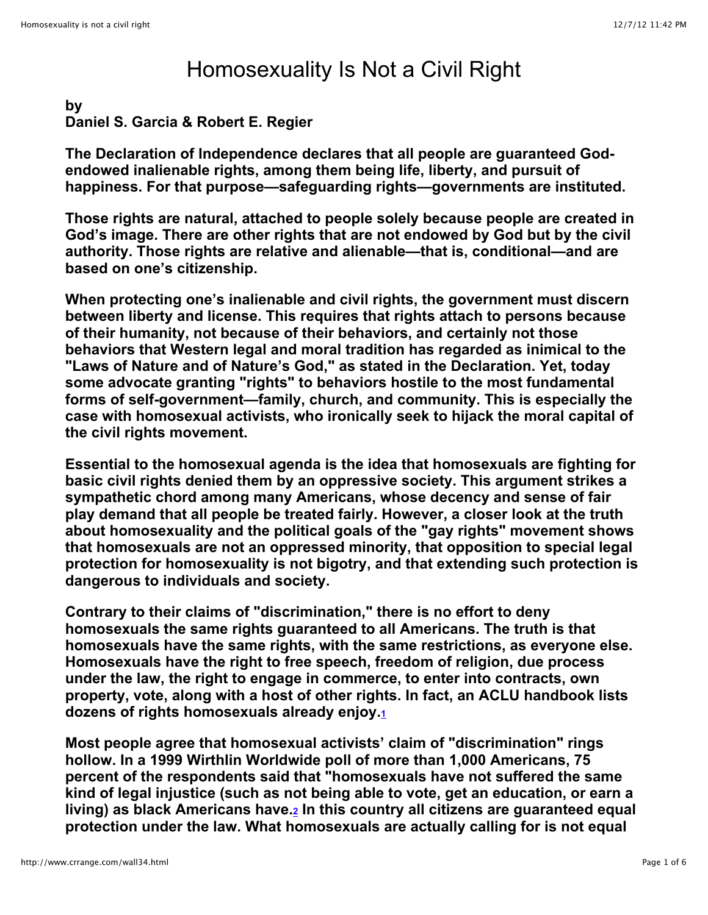# Homosexuality Is Not a Civil Right

**by**
**Daniel S. Garcia & Robert E. Regier**

**The Declaration of Independence declares that all people are guaranteed God-endowed inalienable rights, among them being life, liberty, and pursuit of happiness. For that purpose—safeguarding rights—governments are instituted.**

**Those rights are natural, attached to people solely because people are created in God's image. There are other rights that are not endowed by God but by the civil authority. Those rights are relative and alienable—that is, conditional—and are based on one's citizenship.**

**When protecting one's inalienable and civil rights, the government must discern between liberty and license. This requires that rights attach to persons because of their humanity, not because of their behaviors, and certainly not those behaviors that Western legal and moral tradition has regarded as inimical to the "Laws of Nature and of Nature's God," as stated in the Declaration. Yet, today some advocate granting "rights" to behaviors hostile to the most fundamental forms of self-government—family, church, and community. This is especially the case with homosexual activists, who ironically seek to hijack the moral capital of the civil rights movement.**

**Essential to the homosexual agenda is the idea that homosexuals are fighting for basic civil rights denied them by an oppressive society. This argument strikes a sympathetic chord among many Americans, whose decency and sense of fair play demand that all people be treated fairly. However, a closer look at the truth about homosexuality and the political goals of the "gay rights" movement shows that homosexuals are not an oppressed minority, that opposition to special legal protection for homosexuality is not bigotry, and that extending such protection is dangerous to individuals and society.**

**Contrary to their claims of "discrimination," there is no effort to deny homosexuals the same rights guaranteed to all Americans. The truth is that homosexuals have the same rights, with the same restrictions, as everyone else. Homosexuals have the right to free speech, freedom of religion, due process under the law, the right to engage in commerce, to enter into contracts, own property, vote, along with a host of other rights. In fact, an ACLU handbook lists dozens of rights homosexuals already enjoy.**[1]

**Most people agree that homosexual activists' claim of "discrimination" rings hollow. In a 1999 Wirthlin Worldwide poll of more than 1,000 Americans, 75 percent of the respondents said that "homosexuals have not suffered the same kind of legal injustice (such as not being able to vote, get an education, or earn a living) as black Americans have.**[2] **In this country all citizens are guaranteed equal protection under the law. What homosexuals are actually calling for is not equal**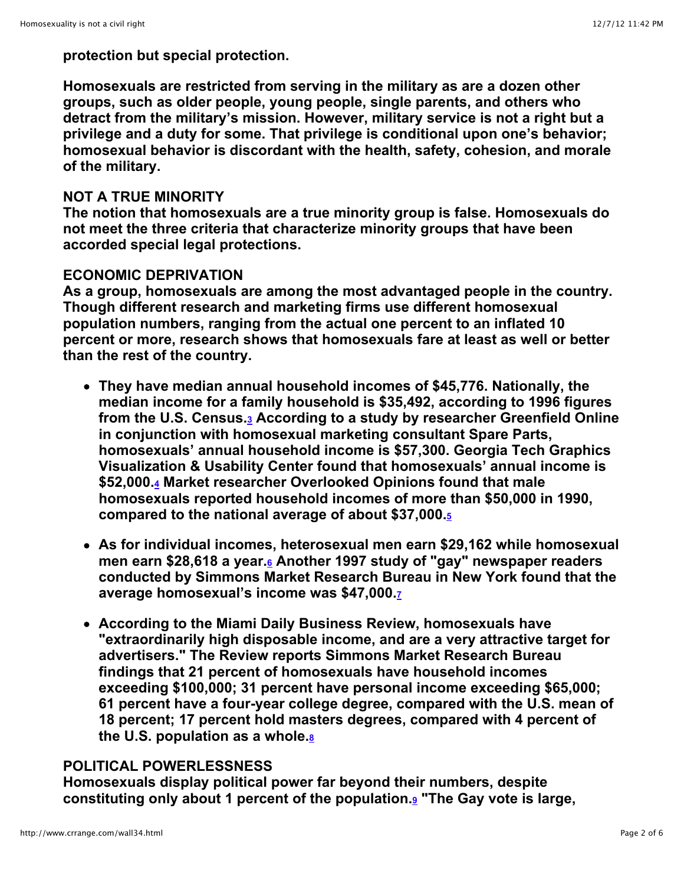**protection but special protection.**

**Homosexuals are restricted from serving in the military as are a dozen other groups, such as older people, young people, single parents, and others who detract from the military's mission. However, military service is not a right but a privilege and a duty for some. That privilege is conditional upon one's behavior; homosexual behavior is discordant with the health, safety, cohesion, and morale of the military.**

## NOT A TRUE MINORITY

**The notion that homosexuals are a true minority group is false. Homosexuals do not meet the three criteria that characterize minority groups that have been accorded special legal protections.**

## ECONOMIC DEPRIVATION

**As a group, homosexuals are among the most advantaged people in the country. Though different research and marketing firms use different homosexual population numbers, ranging from the actual one percent to an inflated 10 percent or more, research shows that homosexuals fare at least as well or better than the rest of the country.**

- **They have median annual household incomes of $45,776. Nationally, the median income for a family household is $35,492, according to 1996 figures from the U.S. Census.[3] According to a study by researcher Greenfield Online in conjunction with homosexual marketing consultant Spare Parts, homosexuals' annual household income is $57,300. Georgia Tech Graphics Visualization & Usability Center found that homosexuals' annual income is $52,000.[4] Market researcher Overlooked Opinions found that male homosexuals reported household incomes of more than $50,000 in 1990, compared to the national average of about $37,000.[5]**
- **As for individual incomes, heterosexual men earn $29,162 while homosexual men earn $28,618 a year.[6] Another 1997 study of "gay" newspaper readers conducted by Simmons Market Research Bureau in New York found that the average homosexual's income was $47,000.[7]**
- **According to the Miami Daily Business Review, homosexuals have "extraordinarily high disposable income, and are a very attractive target for advertisers." The Review reports Simmons Market Research Bureau findings that 21 percent of homosexuals have household incomes exceeding $100,000; 31 percent have personal income exceeding $65,000; 61 percent have a four-year college degree, compared with the U.S. mean of 18 percent; 17 percent hold masters degrees, compared with 4 percent of the U.S. population as a whole.[8]**

## POLITICAL POWERLESSNESS

**Homosexuals display political power far beyond their numbers, despite constituting only about 1 percent of the population.[9] "The Gay vote is large,**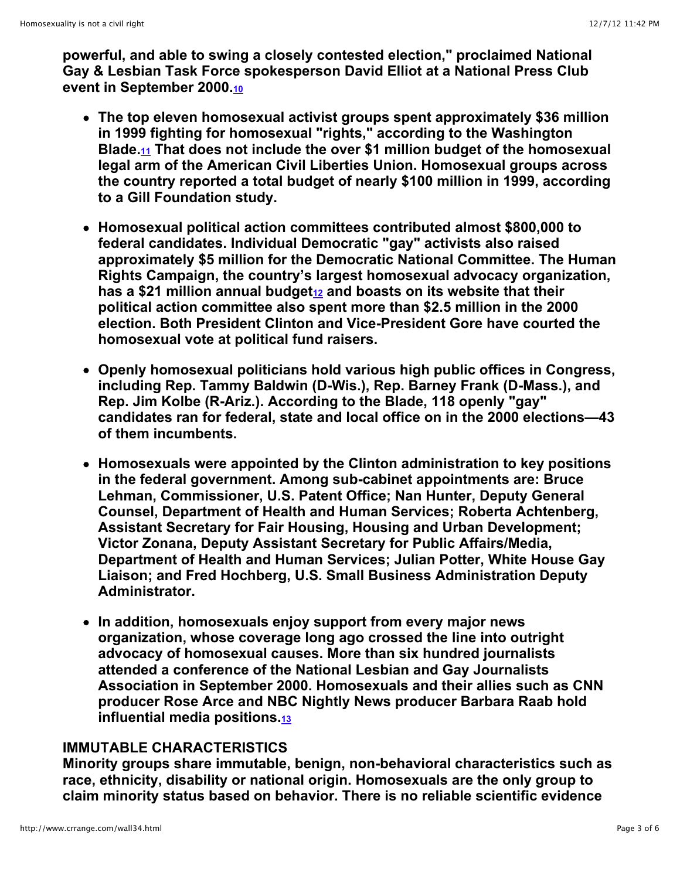**powerful, and able to swing a closely contested election," proclaimed National Gay & Lesbian Task Force spokesperson David Elliot at a National Press Club event in September 2000.[10]**

- **The top eleven homosexual activist groups spent approximately $36 million in 1999 fighting for homosexual "rights," according to the Washington Blade.[11] That does not include the over $1 million budget of the homosexual legal arm of the American Civil Liberties Union. Homosexual groups across the country reported a total budget of nearly $100 million in 1999, according to a Gill Foundation study.**

- **Homosexual political action committees contributed almost $800,000 to federal candidates. Individual Democratic "gay" activists also raised approximately $5 million for the Democratic National Committee. The Human Rights Campaign, the country's largest homosexual advocacy organization, has a $21 million annual budget[12] and boasts on its website that their political action committee also spent more than $2.5 million in the 2000 election. Both President Clinton and Vice-President Gore have courted the homosexual vote at political fund raisers.**

- **Openly homosexual politicians hold various high public offices in Congress, including Rep. Tammy Baldwin (D-Wis.), Rep. Barney Frank (D-Mass.), and Rep. Jim Kolbe (R-Ariz.). According to the Blade, 118 openly "gay" candidates ran for federal, state and local office on in the 2000 elections—43 of them incumbents.**

- **Homosexuals were appointed by the Clinton administration to key positions in the federal government. Among sub-cabinet appointments are: Bruce Lehman, Commissioner, U.S. Patent Office; Nan Hunter, Deputy General Counsel, Department of Health and Human Services; Roberta Achtenberg, Assistant Secretary for Fair Housing, Housing and Urban Development; Victor Zonana, Deputy Assistant Secretary for Public Affairs/Media, Department of Health and Human Services; Julian Potter, White House Gay Liaison; and Fred Hochberg, U.S. Small Business Administration Deputy Administrator.**

- **In addition, homosexuals enjoy support from every major news organization, whose coverage long ago crossed the line into outright advocacy of homosexual causes. More than six hundred journalists attended a conference of the National Lesbian and Gay Journalists Association in September 2000. Homosexuals and their allies such as CNN producer Rose Arce and NBC Nightly News producer Barbara Raab hold influential media positions.[13]**

**IMMUTABLE CHARACTERISTICS**

**Minority groups share immutable, benign, non-behavioral characteristics such as race, ethnicity, disability or national origin. Homosexuals are the only group to claim minority status based on behavior. There is no reliable scientific evidence**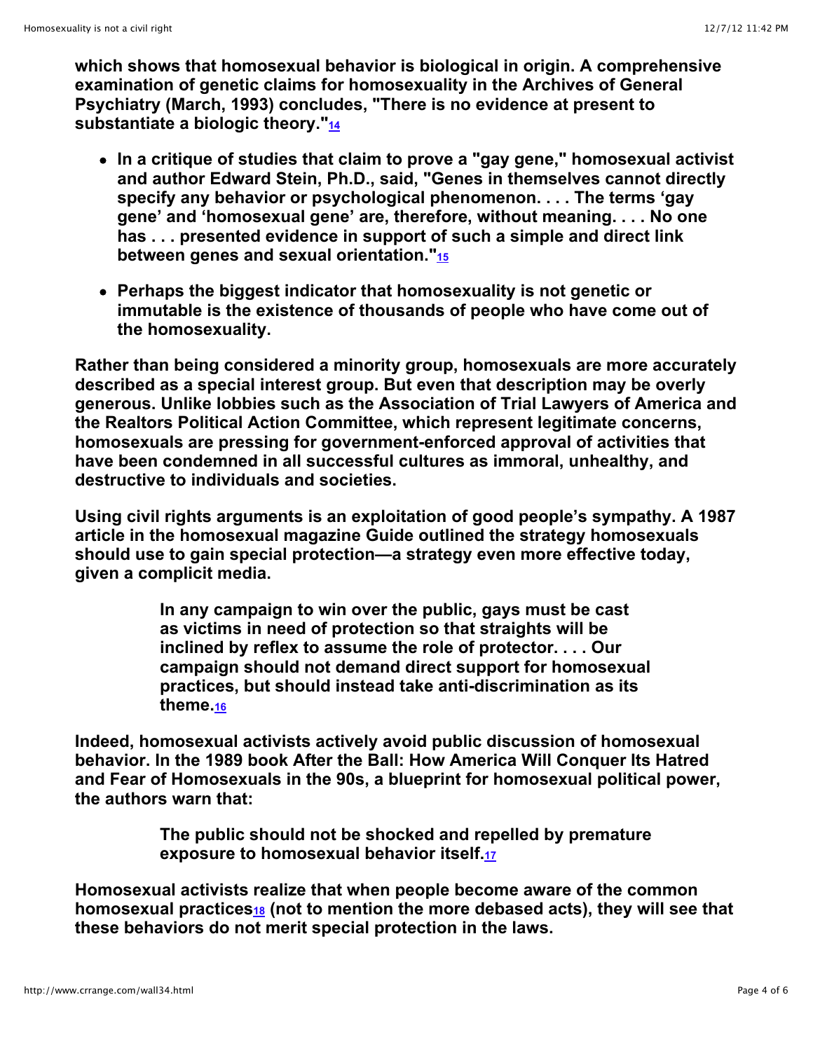**which shows that homosexual behavior is biological in origin. A comprehensive examination of genetic claims for homosexuality in the Archives of General Psychiatry (March, 1993) concludes, "There is no evidence at present to substantiate a biologic theory."[14]**

- **In a critique of studies that claim to prove a "gay gene," homosexual activist and author Edward Stein, Ph.D., said, "Genes in themselves cannot directly specify any behavior or psychological phenomenon. . . . The terms 'gay gene' and 'homosexual gene' are, therefore, without meaning. . . . No one has . . . presented evidence in support of such a simple and direct link between genes and sexual orientation."[15]**
- **Perhaps the biggest indicator that homosexuality is not genetic or immutable is the existence of thousands of people who have come out of the homosexuality.**

**Rather than being considered a minority group, homosexuals are more accurately described as a special interest group. But even that description may be overly generous. Unlike lobbies such as the Association of Trial Lawyers of America and the Realtors Political Action Committee, which represent legitimate concerns, homosexuals are pressing for government-enforced approval of activities that have been condemned in all successful cultures as immoral, unhealthy, and destructive to individuals and societies.**

**Using civil rights arguments is an exploitation of good people's sympathy. A 1987 article in the homosexual magazine Guide outlined the strategy homosexuals should use to gain special protection—a strategy even more effective today, given a complicit media.**

> **In any campaign to win over the public, gays must be cast as victims in need of protection so that straights will be inclined by reflex to assume the role of protector. . . . Our campaign should not demand direct support for homosexual practices, but should instead take anti-discrimination as its theme.[16]**

**Indeed, homosexual activists actively avoid public discussion of homosexual behavior. In the 1989 book After the Ball: How America Will Conquer Its Hatred and Fear of Homosexuals in the 90s, a blueprint for homosexual political power, the authors warn that:**

> **The public should not be shocked and repelled by premature exposure to homosexual behavior itself.[17]**

**Homosexual activists realize that when people become aware of the common homosexual practices[18] (not to mention the more debased acts), they will see that these behaviors do not merit special protection in the laws.**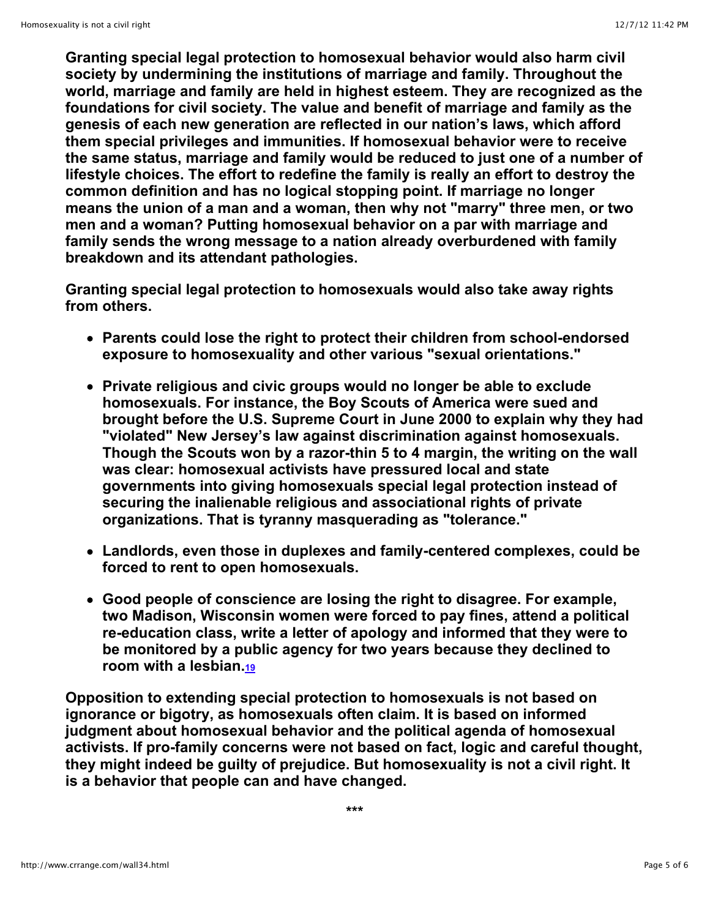**Granting special legal protection to homosexual behavior would also harm civil society by undermining the institutions of marriage and family. Throughout the world, marriage and family are held in highest esteem. They are recognized as the foundations for civil society. The value and benefit of marriage and family as the genesis of each new generation are reflected in our nation's laws, which afford them special privileges and immunities. If homosexual behavior were to receive the same status, marriage and family would be reduced to just one of a number of lifestyle choices. The effort to redefine the family is really an effort to destroy the common definition and has no logical stopping point. If marriage no longer means the union of a man and a woman, then why not "marry" three men, or two men and a woman? Putting homosexual behavior on a par with marriage and family sends the wrong message to a nation already overburdened with family breakdown and its attendant pathologies.**

**Granting special legal protection to homosexuals would also take away rights from others.**

- **Parents could lose the right to protect their children from school-endorsed exposure to homosexuality and other various "sexual orientations."**
- **Private religious and civic groups would no longer be able to exclude homosexuals. For instance, the Boy Scouts of America were sued and brought before the U.S. Supreme Court in June 2000 to explain why they had "violated" New Jersey's law against discrimination against homosexuals. Though the Scouts won by a razor-thin 5 to 4 margin, the writing on the wall was clear: homosexual activists have pressured local and state governments into giving homosexuals special legal protection instead of securing the inalienable religious and associational rights of private organizations. That is tyranny masquerading as "tolerance."**
- **Landlords, even those in duplexes and family-centered complexes, could be forced to rent to open homosexuals.**
- **Good people of conscience are losing the right to disagree. For example, two Madison, Wisconsin women were forced to pay fines, attend a political re-education class, write a letter of apology and informed that they were to be monitored by a public agency for two years because they declined to room with a lesbian.[19]**

**Opposition to extending special protection to homosexuals is not based on ignorance or bigotry, as homosexuals often claim. It is based on informed judgment about homosexual behavior and the political agenda of homosexual activists. If pro-family concerns were not based on fact, logic and careful thought, they might indeed be guilty of prejudice. But homosexuality is not a civil right. It is a behavior that people can and have changed.**

**\*\*\***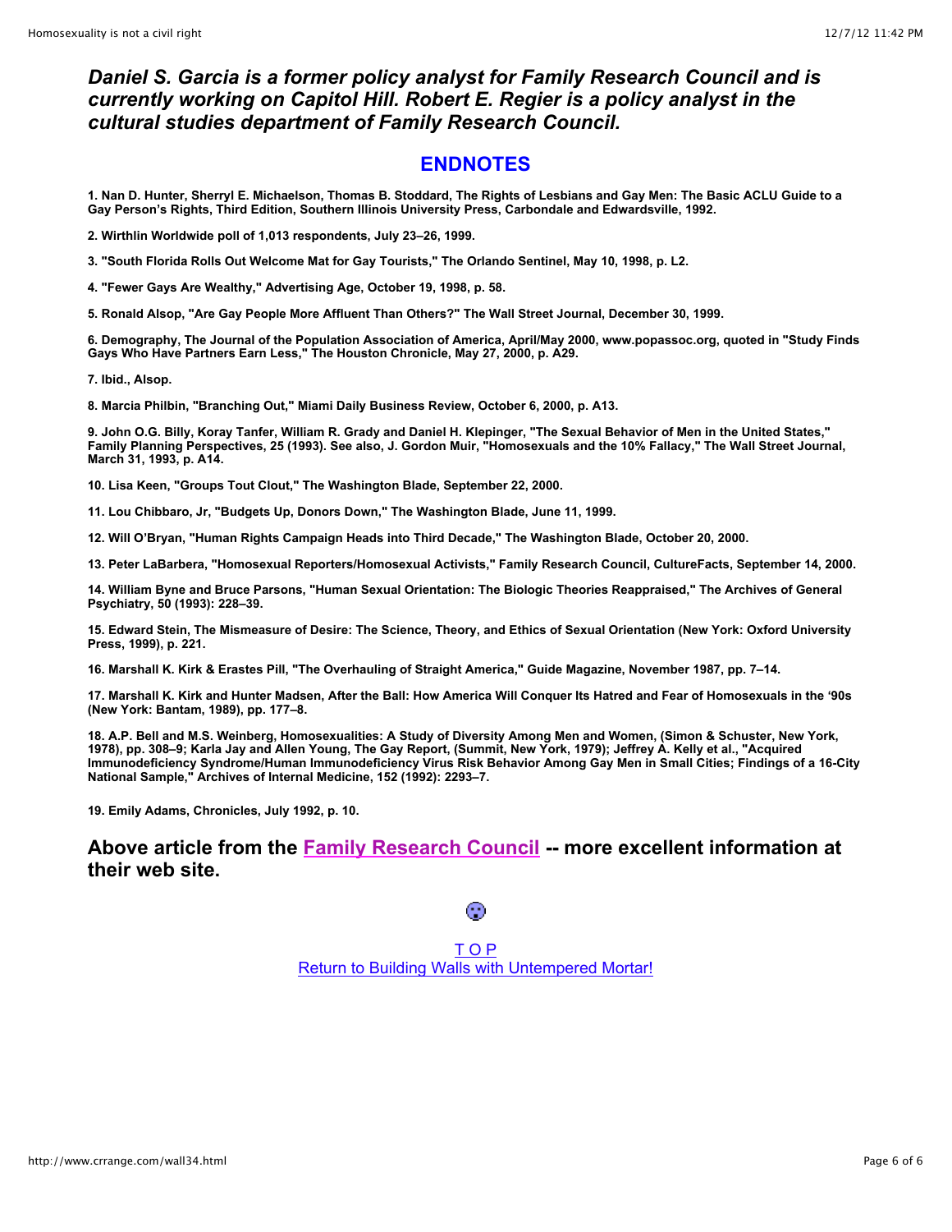***Daniel S. Garcia is a former policy analyst for Family Research Council and is currently working on Capitol Hill. Robert E. Regier is a policy analyst in the cultural studies department of Family Research Council.***

## ENDNOTES

**1. Nan D. Hunter, Sherryl E. Michaelson, Thomas B. Stoddard, The Rights of Lesbians and Gay Men: The Basic ACLU Guide to a Gay Person's Rights, Third Edition, Southern Illinois University Press, Carbondale and Edwardsville, 1992.**

**2. Wirthlin Worldwide poll of 1,013 respondents, July 23–26, 1999.**

**3. "South Florida Rolls Out Welcome Mat for Gay Tourists," The Orlando Sentinel, May 10, 1998, p. L2.**

**4. "Fewer Gays Are Wealthy," Advertising Age, October 19, 1998, p. 58.**

**5. Ronald Alsop, "Are Gay People More Affluent Than Others?" The Wall Street Journal, December 30, 1999.**

**6. Demography, The Journal of the Population Association of America, April/May 2000, www.popassoc.org, quoted in "Study Finds Gays Who Have Partners Earn Less," The Houston Chronicle, May 27, 2000, p. A29.**

**7. Ibid., Alsop.**

**8. Marcia Philbin, "Branching Out," Miami Daily Business Review, October 6, 2000, p. A13.**

**9. John O.G. Billy, Koray Tanfer, William R. Grady and Daniel H. Klepinger, "The Sexual Behavior of Men in the United States," Family Planning Perspectives, 25 (1993). See also, J. Gordon Muir, "Homosexuals and the 10% Fallacy," The Wall Street Journal, March 31, 1993, p. A14.**

**10. Lisa Keen, "Groups Tout Clout," The Washington Blade, September 22, 2000.**

**11. Lou Chibbaro, Jr, "Budgets Up, Donors Down," The Washington Blade, June 11, 1999.**

**12. Will O'Bryan, "Human Rights Campaign Heads into Third Decade," The Washington Blade, October 20, 2000.**

**13. Peter LaBarbera, "Homosexual Reporters/Homosexual Activists," Family Research Council, CultureFacts, September 14, 2000.**

**14. William Byne and Bruce Parsons, "Human Sexual Orientation: The Biologic Theories Reappraised," The Archives of General Psychiatry, 50 (1993): 228–39.**

**15. Edward Stein, The Mismeasure of Desire: The Science, Theory, and Ethics of Sexual Orientation (New York: Oxford University Press, 1999), p. 221.**

**16. Marshall K. Kirk & Erastes Pill, "The Overhauling of Straight America," Guide Magazine, November 1987, pp. 7–14.**

**17. Marshall K. Kirk and Hunter Madsen, After the Ball: How America Will Conquer Its Hatred and Fear of Homosexuals in the '90s (New York: Bantam, 1989), pp. 177–8.**

**18. A.P. Bell and M.S. Weinberg, Homosexualities: A Study of Diversity Among Men and Women, (Simon & Schuster, New York, 1978), pp. 308–9; Karla Jay and Allen Young, The Gay Report, (Summit, New York, 1979); Jeffrey A. Kelly et al., "Acquired Immunodeficiency Syndrome/Human Immunodeficiency Virus Risk Behavior Among Gay Men in Small Cities; Findings of a 16-City National Sample," Archives of Internal Medicine, 152 (1992): 2293–7.**

**19. Emily Adams, Chronicles, July 1992, p. 10.**

## Above article from the Family Research Council -- more excellent information at their web site.

T O P

Return to Building Walls with Untempered Mortar!